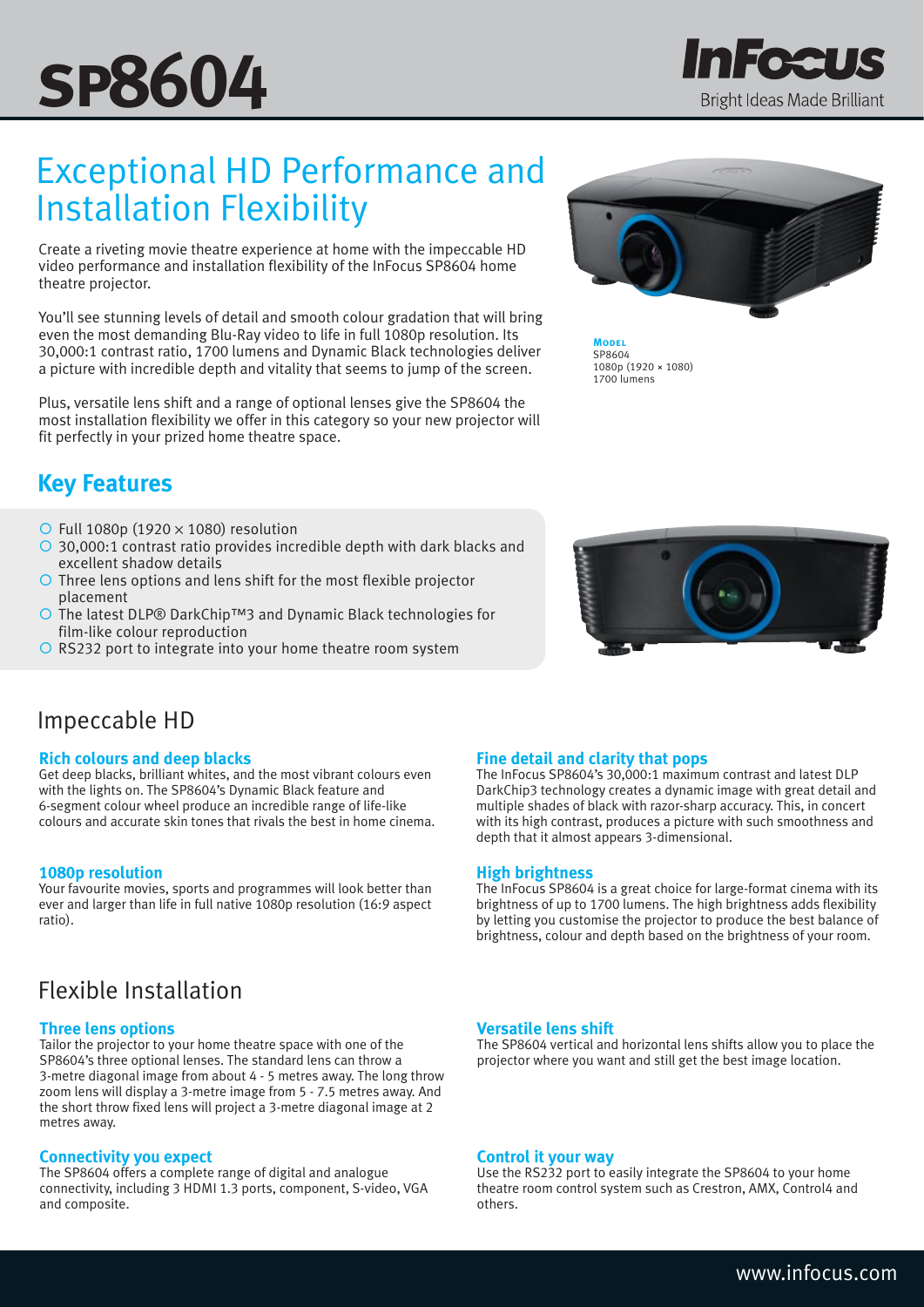# SP8604

InFocus
Bright Ideas Made Brilliant

## Exceptional HD Performance and Installation Flexibility

Create a riveting movie theatre experience at home with the impeccable HD video performance and installation flexibility of the InFocus SP8604 home theatre projector.

You'll see stunning levels of detail and smooth colour gradation that will bring even the most demanding Blu-Ray video to life in full 1080p resolution. Its 30,000:1 contrast ratio, 1700 lumens and Dynamic Black technologies deliver a picture with incredible depth and vitality that seems to jump of the screen.

Plus, versatile lens shift and a range of optional lenses give the SP8604 the most installation flexibility we offer in this category so your new projector will fit perfectly in your prized home theatre space.

**Model**
SP8604
1080p (1920 × 1080)
1700 lumens

## Key Features

- Full 1080p (1920 × 1080) resolution
- 30,000:1 contrast ratio provides incredible depth with dark blacks and excellent shadow details
- Three lens options and lens shift for the most flexible projector placement
- The latest DLP® DarkChip™3 and Dynamic Black technologies for film-like colour reproduction
- RS232 port to integrate into your home theatre room system

## Impeccable HD

### Rich colours and deep blacks

Get deep blacks, brilliant whites, and the most vibrant colours even with the lights on. The SP8604's Dynamic Black feature and 6-segment colour wheel produce an incredible range of life-like colours and accurate skin tones that rivals the best in home cinema.

### 1080p resolution

Your favourite movies, sports and programmes will look better than ever and larger than life in full native 1080p resolution (16:9 aspect ratio).

### Fine detail and clarity that pops

The InFocus SP8604's 30,000:1 maximum contrast and latest DLP DarkChip3 technology creates a dynamic image with great detail and multiple shades of black with razor-sharp accuracy. This, in concert with its high contrast, produces a picture with such smoothness and depth that it almost appears 3-dimensional.

### High brightness

The InFocus SP8604 is a great choice for large-format cinema with its brightness of up to 1700 lumens. The high brightness adds flexibility by letting you customise the projector to produce the best balance of brightness, colour and depth based on the brightness of your room.

## Flexible Installation

### Three lens options

Tailor the projector to your home theatre space with one of the SP8604's three optional lenses. The standard lens can throw a 3-metre diagonal image from about 4 - 5 metres away. The long throw zoom lens will display a 3-metre image from 5 - 7.5 metres away. And the short throw fixed lens will project a 3-metre diagonal image at 2 metres away.

### Connectivity you expect

The SP8604 offers a complete range of digital and analogue connectivity, including 3 HDMI 1.3 ports, component, S-video, VGA and composite.

### Versatile lens shift

The SP8604 vertical and horizontal lens shifts allow you to place the projector where you want and still get the best image location.

### Control it your way

Use the RS232 port to easily integrate the SP8604 to your home theatre room control system such as Crestron, AMX, Control4 and others.

www.infocus.com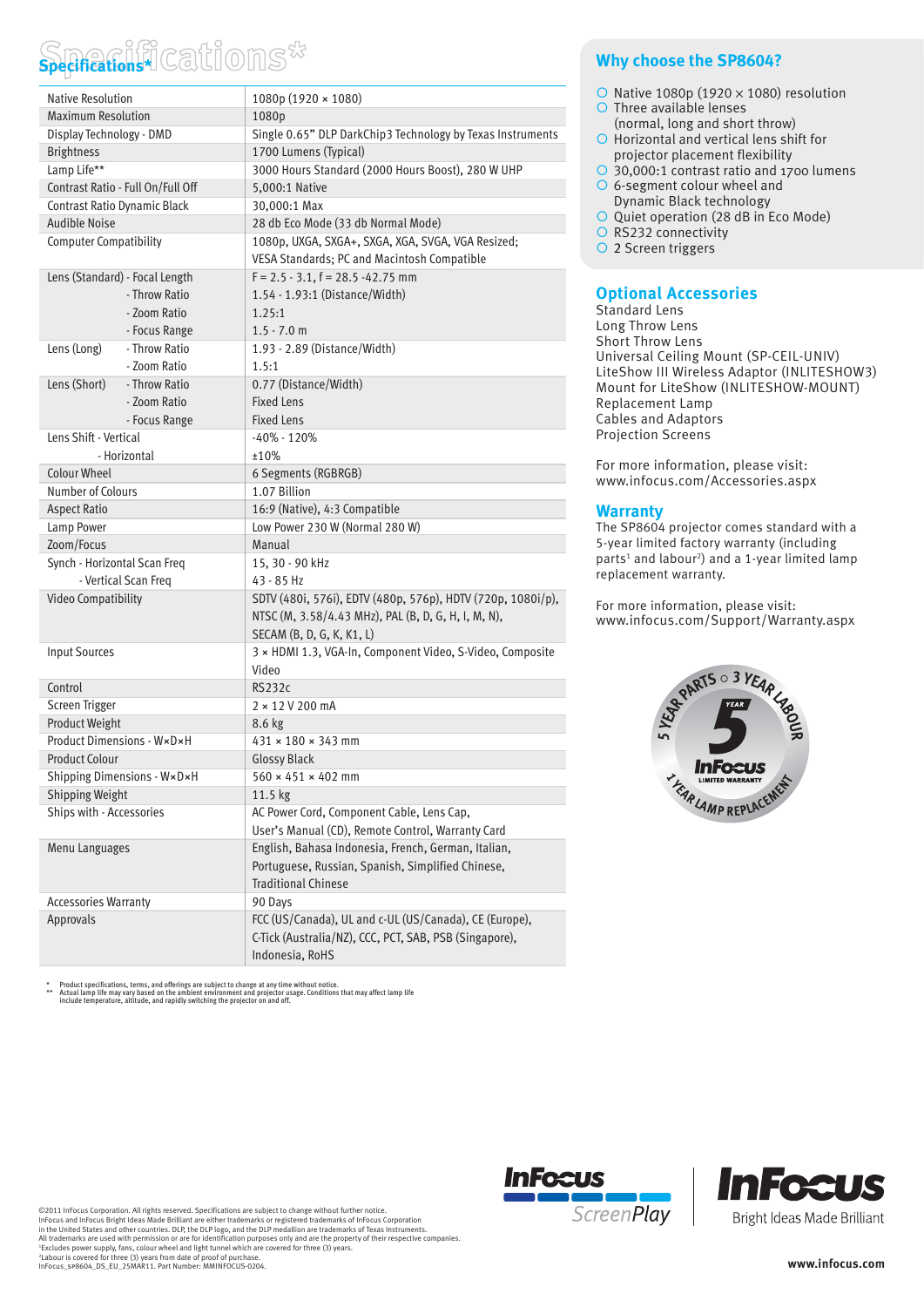# Specifications*

| | |
|---|---|
| Native Resolution | 1080p (1920 × 1080) |
| Maximum Resolution | 1080p |
| Display Technology - DMD | Single 0.65" DLP DarkChip3 Technology by Texas Instruments |
| Brightness | 1700 Lumens (Typical) |
| Lamp Life** | 3000 Hours Standard (2000 Hours Boost), 280 W UHP |
| Contrast Ratio - Full On/Full Off | 5,000:1 Native |
| Contrast Ratio Dynamic Black | 30,000:1 Max |
| Audible Noise | 28 db Eco Mode (33 db Normal Mode) |
| Computer Compatibility | 1080p, UXGA, SXGA+, SXGA, XGA, SVGA, VGA Resized; VESA Standards; PC and Macintosh Compatible |
| Lens (Standard) - Focal Length | F = 2.5 - 3.1, f = 28.5 -42.75 mm |
| - Throw Ratio | 1.54 - 1.93:1 (Distance/Width) |
| - Zoom Ratio | 1.25:1 |
| - Focus Range | 1.5 - 7.0 m |
| Lens (Long) - Throw Ratio | 1.93 - 2.89 (Distance/Width) |
| - Zoom Ratio | 1.5:1 |
| Lens (Short) - Throw Ratio | 0.77 (Distance/Width) |
| - Zoom Ratio | Fixed Lens |
| - Focus Range | Fixed Lens |
| Lens Shift - Vertical | -40% - 120% |
| - Horizontal | ±10% |
| Colour Wheel | 6 Segments (RGBRGB) |
| Number of Colours | 1.07 Billion |
| Aspect Ratio | 16:9 (Native), 4:3 Compatible |
| Lamp Power | Low Power 230 W (Normal 280 W) |
| Zoom/Focus | Manual |
| Synch - Horizontal Scan Freq | 15, 30 - 90 kHz |
| - Vertical Scan Freq | 43 - 85 Hz |
| Video Compatibility | SDTV (480i, 576i), EDTV (480p, 576p), HDTV (720p, 1080i/p), NTSC (M, 3.58/4.43 MHz), PAL (B, D, G, H, I, M, N), SECAM (B, D, G, K, K1, L) |
| Input Sources | 3 × HDMI 1.3, VGA-In, Component Video, S-Video, Composite Video |
| Control | RS232c |
| Screen Trigger | 2 × 12 V 200 mA |
| Product Weight | 8.6 kg |
| Product Dimensions - W×D×H | 431 × 180 × 343 mm |
| Product Colour | Glossy Black |
| Shipping Dimensions - W×D×H | 560 × 451 × 402 mm |
| Shipping Weight | 11.5 kg |
| Ships with - Accessories | AC Power Cord, Component Cable, Lens Cap, User's Manual (CD), Remote Control, Warranty Card |
| Menu Languages | English, Bahasa Indonesia, French, German, Italian, Portuguese, Russian, Spanish, Simplified Chinese, Traditional Chinese |
| Accessories Warranty | 90 Days |
| Approvals | FCC (US/Canada), UL and c-UL (US/Canada), CE (Europe), C-Tick (Australia/NZ), CCC, PCT, SAB, PSB (Singapore), Indonesia, RoHS |

\* Product specifications, terms, and offerings are subject to change at any time without notice.
\*\* Actual lamp life may vary based on the ambient environment and projector usage. Conditions that may affect lamp life include temperature, altitude, and rapidly switching the projector on and off.

## Why choose the SP8604?

- Native 1080p (1920 × 1080) resolution
- Three available lenses (normal, long and short throw)
- Horizontal and vertical lens shift for projector placement flexibility
- 30,000:1 contrast ratio and 1700 lumens
- 6-segment colour wheel and Dynamic Black technology
- Quiet operation (28 dB in Eco Mode)
- RS232 connectivity
- 2 Screen triggers

## Optional Accessories

Standard Lens
Long Throw Lens
Short Throw Lens
Universal Ceiling Mount (SP-CEIL-UNIV)
LiteShow III Wireless Adaptor (INLITESHOW3)
Mount for LiteShow (INLITESHOW-MOUNT)
Replacement Lamp
Cables and Adaptors
Projection Screens

For more information, please visit:
www.infocus.com/Accessories.aspx

## Warranty

The SP8604 projector comes standard with a 5-year limited factory warranty (including parts[1] and labour[2]) and a 1-year limited lamp replacement warranty.

For more information, please visit:
www.infocus.com/Support/Warranty.aspx

5 YEAR PARTS ○ 3 YEAR LABOUR
5 YEAR
InFocus LIMITED WARRANTY
1 YEAR LAMP REPLACEMENT

InFocus ScreenPlay

InFocus Bright Ideas Made Brilliant

©2011 InFocus Corporation. All rights reserved. Specifications are subject to change without further notice.
InFocus and InFocus Bright Ideas Made Brilliant are either trademarks or registered trademarks of InFocus Corporation in the United States and other countries. DLP, the DLP logo, and the DLP medallion are trademarks of Texas Instruments.
All trademarks are used with permission or are for identification purposes only and are the property of their respective companies.
[1]Excludes power supply, fans, colour wheel and light tunnel which are covered for three (3) years.
[2]Labour is covered for three (3) years from date of proof of purchase.
InFocus_SP8604_DS_EU_25MAR11. Part Number: MMINFOCUS-0204.

www.infocus.com